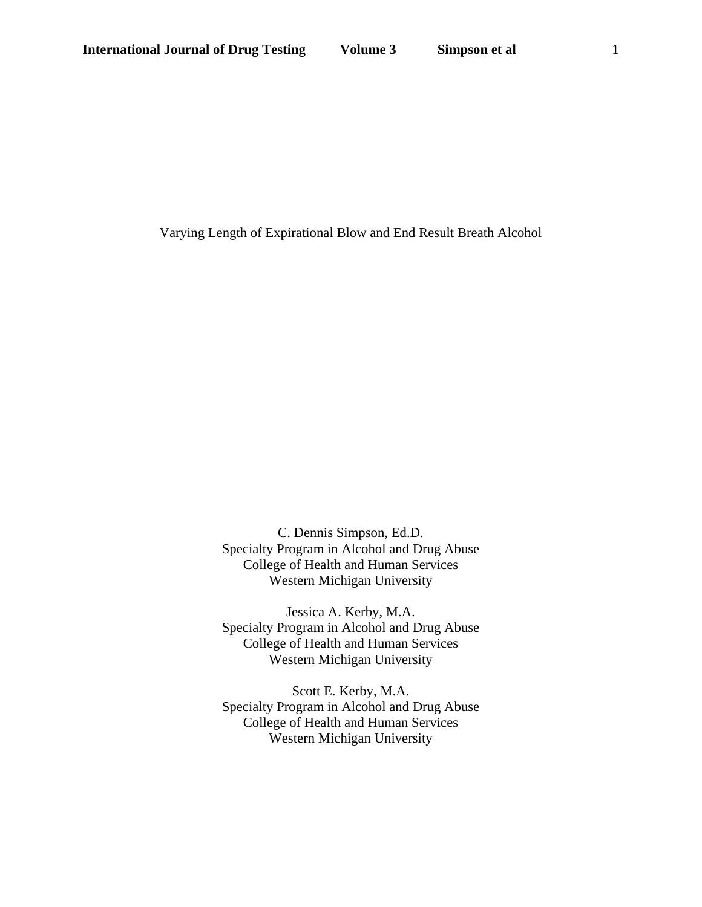# Varying Length of Expirational Blow and End Result Breath Alcohol

C. Dennis Simpson, Ed.D.
Specialty Program in Alcohol and Drug Abuse
College of Health and Human Services
Western Michigan University

Jessica A. Kerby, M.A.
Specialty Program in Alcohol and Drug Abuse
College of Health and Human Services
Western Michigan University

Scott E. Kerby, M.A.
Specialty Program in Alcohol and Drug Abuse
College of Health and Human Services
Western Michigan University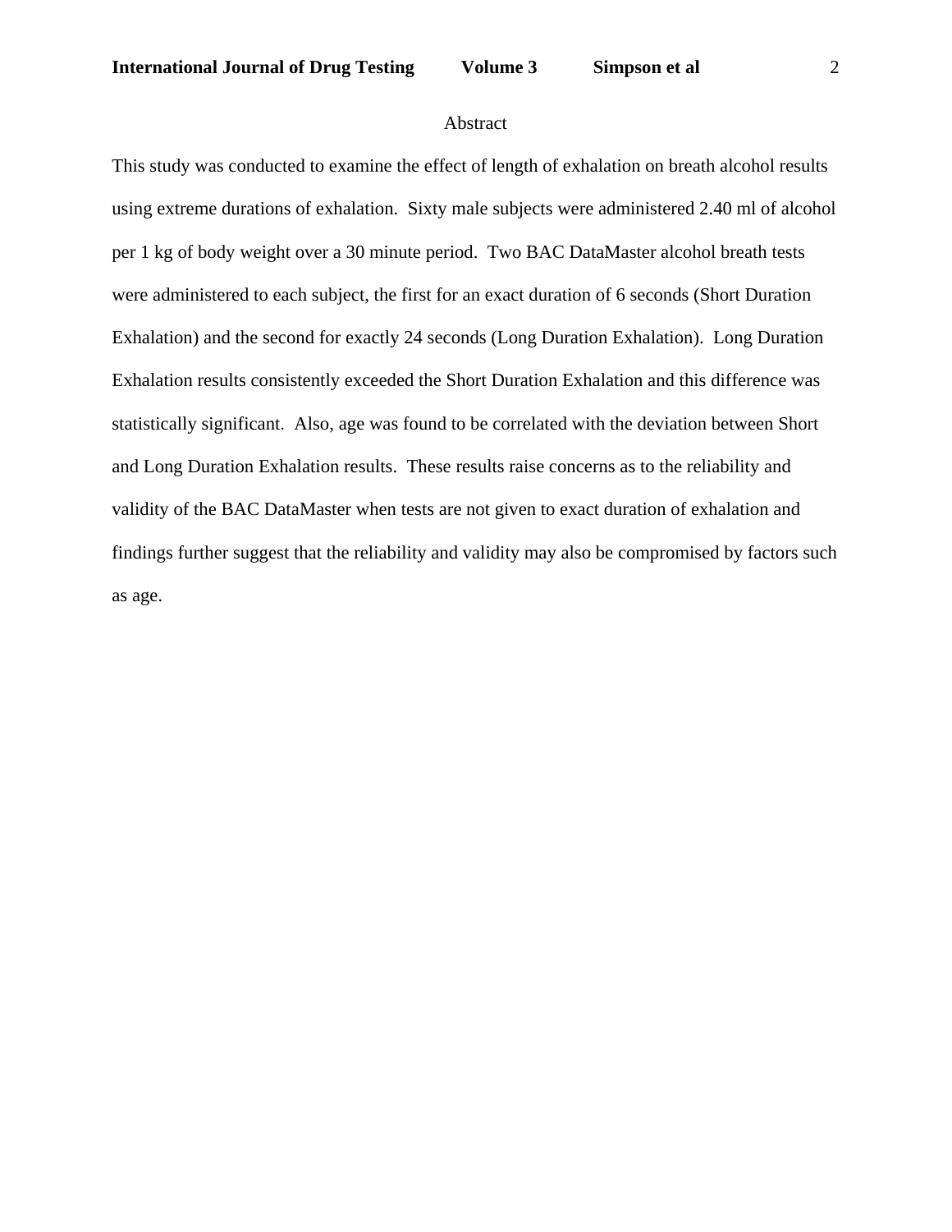## Abstract

This study was conducted to examine the effect of length of exhalation on breath alcohol results using extreme durations of exhalation. Sixty male subjects were administered 2.40 ml of alcohol per 1 kg of body weight over a 30 minute period. Two BAC DataMaster alcohol breath tests were administered to each subject, the first for an exact duration of 6 seconds (Short Duration Exhalation) and the second for exactly 24 seconds (Long Duration Exhalation). Long Duration Exhalation results consistently exceeded the Short Duration Exhalation and this difference was statistically significant. Also, age was found to be correlated with the deviation between Short and Long Duration Exhalation results. These results raise concerns as to the reliability and validity of the BAC DataMaster when tests are not given to exact duration of exhalation and findings further suggest that the reliability and validity may also be compromised by factors such as age.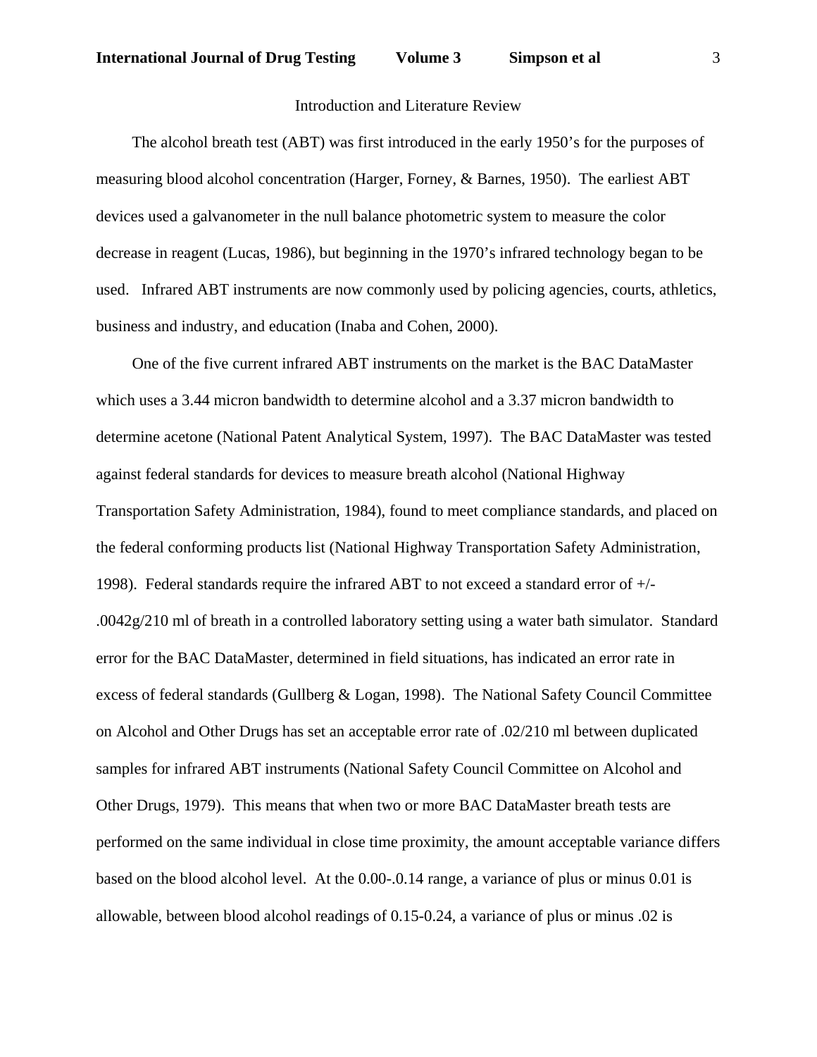## Introduction and Literature Review

The alcohol breath test (ABT) was first introduced in the early 1950's for the purposes of measuring blood alcohol concentration (Harger, Forney, & Barnes, 1950). The earliest ABT devices used a galvanometer in the null balance photometric system to measure the color decrease in reagent (Lucas, 1986), but beginning in the 1970's infrared technology began to be used. Infrared ABT instruments are now commonly used by policing agencies, courts, athletics, business and industry, and education (Inaba and Cohen, 2000).

One of the five current infrared ABT instruments on the market is the BAC DataMaster which uses a 3.44 micron bandwidth to determine alcohol and a 3.37 micron bandwidth to determine acetone (National Patent Analytical System, 1997). The BAC DataMaster was tested against federal standards for devices to measure breath alcohol (National Highway Transportation Safety Administration, 1984), found to meet compliance standards, and placed on the federal conforming products list (National Highway Transportation Safety Administration, 1998). Federal standards require the infrared ABT to not exceed a standard error of +/- .0042g/210 ml of breath in a controlled laboratory setting using a water bath simulator. Standard error for the BAC DataMaster, determined in field situations, has indicated an error rate in excess of federal standards (Gullberg & Logan, 1998). The National Safety Council Committee on Alcohol and Other Drugs has set an acceptable error rate of .02/210 ml between duplicated samples for infrared ABT instruments (National Safety Council Committee on Alcohol and Other Drugs, 1979). This means that when two or more BAC DataMaster breath tests are performed on the same individual in close time proximity, the amount acceptable variance differs based on the blood alcohol level. At the 0.00-.0.14 range, a variance of plus or minus 0.01 is allowable, between blood alcohol readings of 0.15-0.24, a variance of plus or minus .02 is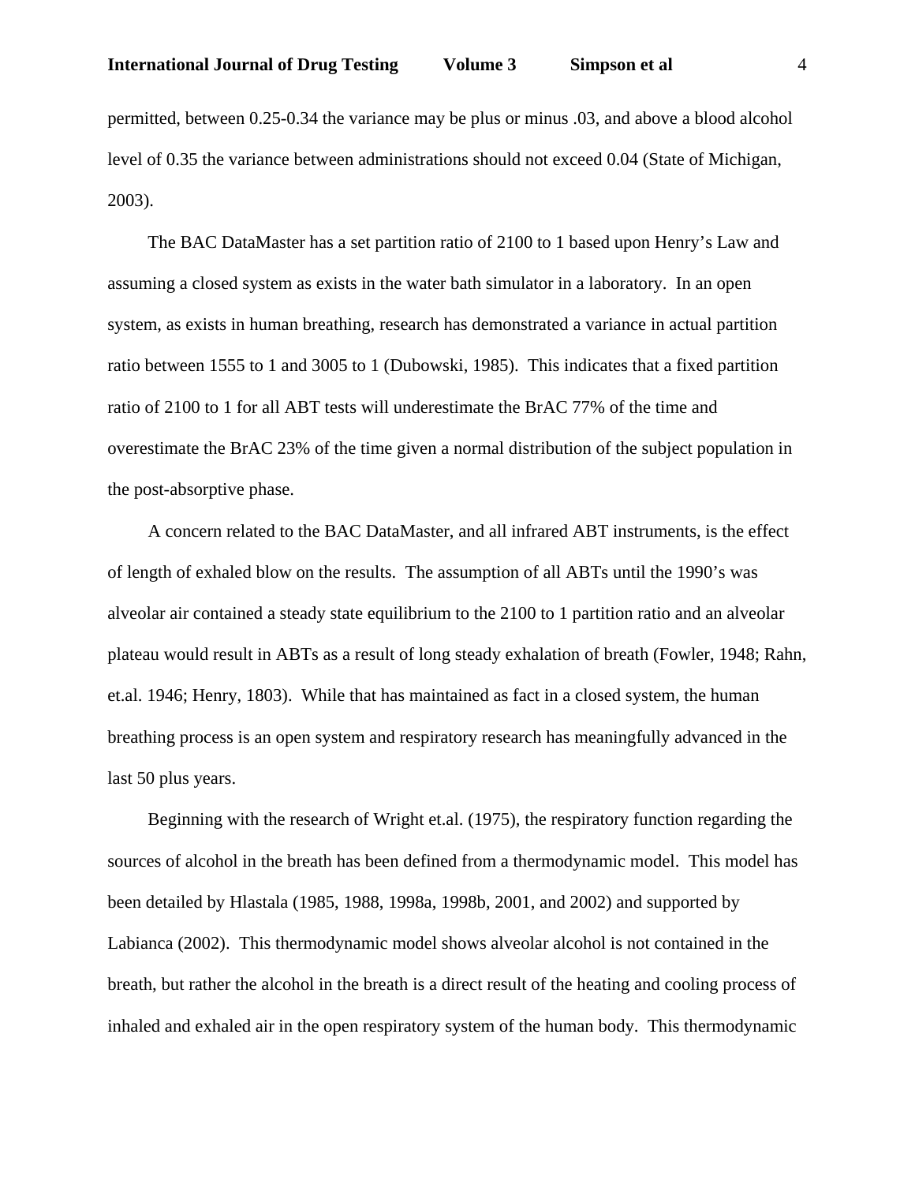permitted, between 0.25-0.34 the variance may be plus or minus .03, and above a blood alcohol level of 0.35 the variance between administrations should not exceed 0.04 (State of Michigan, 2003).

The BAC DataMaster has a set partition ratio of 2100 to 1 based upon Henry's Law and assuming a closed system as exists in the water bath simulator in a laboratory. In an open system, as exists in human breathing, research has demonstrated a variance in actual partition ratio between 1555 to 1 and 3005 to 1 (Dubowski, 1985). This indicates that a fixed partition ratio of 2100 to 1 for all ABT tests will underestimate the BrAC 77% of the time and overestimate the BrAC 23% of the time given a normal distribution of the subject population in the post-absorptive phase.

A concern related to the BAC DataMaster, and all infrared ABT instruments, is the effect of length of exhaled blow on the results. The assumption of all ABTs until the 1990's was alveolar air contained a steady state equilibrium to the 2100 to 1 partition ratio and an alveolar plateau would result in ABTs as a result of long steady exhalation of breath (Fowler, 1948; Rahn, et.al. 1946; Henry, 1803). While that has maintained as fact in a closed system, the human breathing process is an open system and respiratory research has meaningfully advanced in the last 50 plus years.

Beginning with the research of Wright et.al. (1975), the respiratory function regarding the sources of alcohol in the breath has been defined from a thermodynamic model. This model has been detailed by Hlastala (1985, 1988, 1998a, 1998b, 2001, and 2002) and supported by Labianca (2002). This thermodynamic model shows alveolar alcohol is not contained in the breath, but rather the alcohol in the breath is a direct result of the heating and cooling process of inhaled and exhaled air in the open respiratory system of the human body. This thermodynamic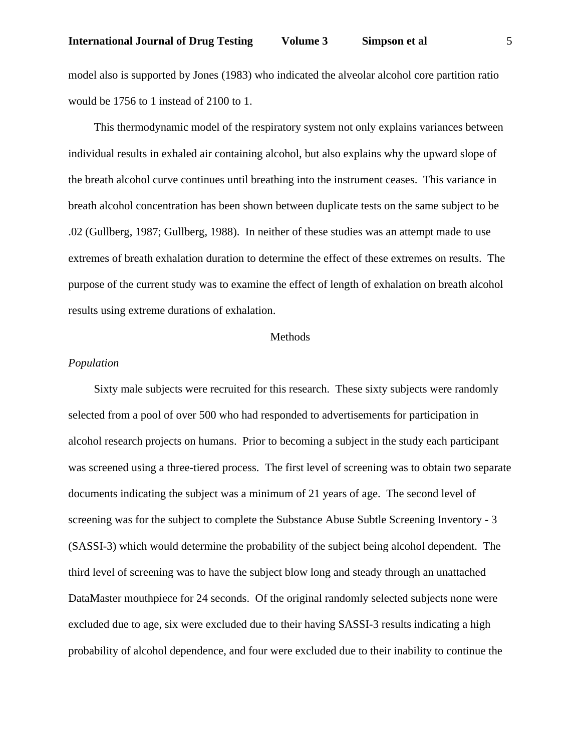model also is supported by Jones (1983) who indicated the alveolar alcohol core partition ratio would be 1756 to 1 instead of 2100 to 1.

This thermodynamic model of the respiratory system not only explains variances between individual results in exhaled air containing alcohol, but also explains why the upward slope of the breath alcohol curve continues until breathing into the instrument ceases. This variance in breath alcohol concentration has been shown between duplicate tests on the same subject to be .02 (Gullberg, 1987; Gullberg, 1988). In neither of these studies was an attempt made to use extremes of breath exhalation duration to determine the effect of these extremes on results. The purpose of the current study was to examine the effect of length of exhalation on breath alcohol results using extreme durations of exhalation.

## Methods

*Population*

Sixty male subjects were recruited for this research. These sixty subjects were randomly selected from a pool of over 500 who had responded to advertisements for participation in alcohol research projects on humans. Prior to becoming a subject in the study each participant was screened using a three-tiered process. The first level of screening was to obtain two separate documents indicating the subject was a minimum of 21 years of age. The second level of screening was for the subject to complete the Substance Abuse Subtle Screening Inventory - 3 (SASSI-3) which would determine the probability of the subject being alcohol dependent. The third level of screening was to have the subject blow long and steady through an unattached DataMaster mouthpiece for 24 seconds. Of the original randomly selected subjects none were excluded due to age, six were excluded due to their having SASSI-3 results indicating a high probability of alcohol dependence, and four were excluded due to their inability to continue the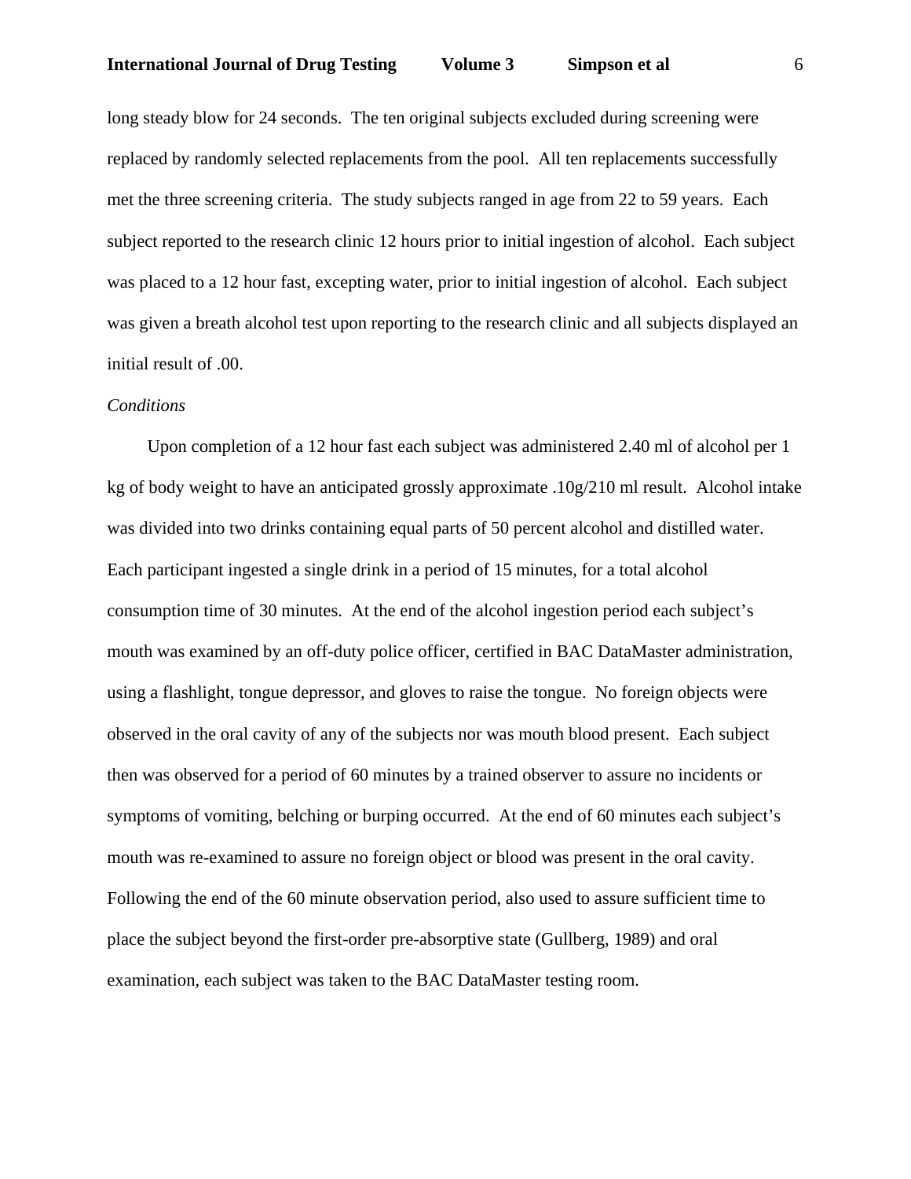long steady blow for 24 seconds. The ten original subjects excluded during screening were replaced by randomly selected replacements from the pool. All ten replacements successfully met the three screening criteria. The study subjects ranged in age from 22 to 59 years. Each subject reported to the research clinic 12 hours prior to initial ingestion of alcohol. Each subject was placed to a 12 hour fast, excepting water, prior to initial ingestion of alcohol. Each subject was given a breath alcohol test upon reporting to the research clinic and all subjects displayed an initial result of .00.

*Conditions*

Upon completion of a 12 hour fast each subject was administered 2.40 ml of alcohol per 1 kg of body weight to have an anticipated grossly approximate .10g/210 ml result. Alcohol intake was divided into two drinks containing equal parts of 50 percent alcohol and distilled water. Each participant ingested a single drink in a period of 15 minutes, for a total alcohol consumption time of 30 minutes. At the end of the alcohol ingestion period each subject's mouth was examined by an off-duty police officer, certified in BAC DataMaster administration, using a flashlight, tongue depressor, and gloves to raise the tongue. No foreign objects were observed in the oral cavity of any of the subjects nor was mouth blood present. Each subject then was observed for a period of 60 minutes by a trained observer to assure no incidents or symptoms of vomiting, belching or burping occurred. At the end of 60 minutes each subject's mouth was re-examined to assure no foreign object or blood was present in the oral cavity. Following the end of the 60 minute observation period, also used to assure sufficient time to place the subject beyond the first-order pre-absorptive state (Gullberg, 1989) and oral examination, each subject was taken to the BAC DataMaster testing room.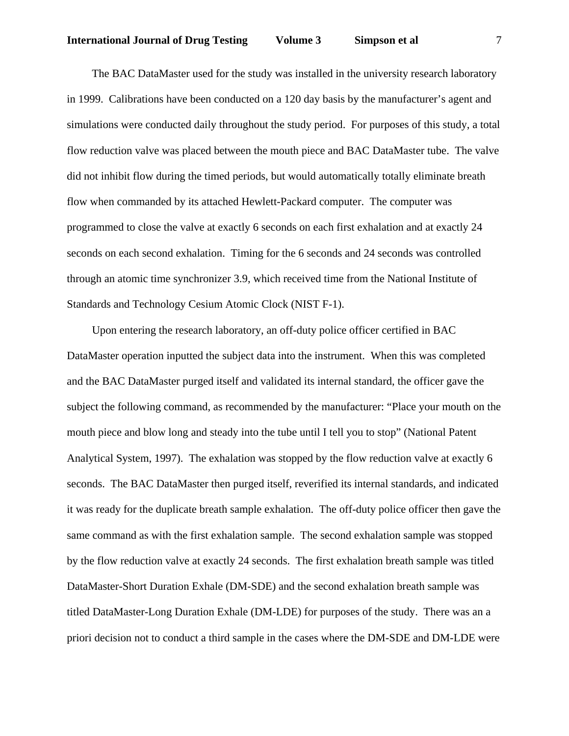The BAC DataMaster used for the study was installed in the university research laboratory in 1999. Calibrations have been conducted on a 120 day basis by the manufacturer's agent and simulations were conducted daily throughout the study period. For purposes of this study, a total flow reduction valve was placed between the mouth piece and BAC DataMaster tube. The valve did not inhibit flow during the timed periods, but would automatically totally eliminate breath flow when commanded by its attached Hewlett-Packard computer. The computer was programmed to close the valve at exactly 6 seconds on each first exhalation and at exactly 24 seconds on each second exhalation. Timing for the 6 seconds and 24 seconds was controlled through an atomic time synchronizer 3.9, which received time from the National Institute of Standards and Technology Cesium Atomic Clock (NIST F-1).

Upon entering the research laboratory, an off-duty police officer certified in BAC DataMaster operation inputted the subject data into the instrument. When this was completed and the BAC DataMaster purged itself and validated its internal standard, the officer gave the subject the following command, as recommended by the manufacturer: "Place your mouth on the mouth piece and blow long and steady into the tube until I tell you to stop" (National Patent Analytical System, 1997). The exhalation was stopped by the flow reduction valve at exactly 6 seconds. The BAC DataMaster then purged itself, reverified its internal standards, and indicated it was ready for the duplicate breath sample exhalation. The off-duty police officer then gave the same command as with the first exhalation sample. The second exhalation sample was stopped by the flow reduction valve at exactly 24 seconds. The first exhalation breath sample was titled DataMaster-Short Duration Exhale (DM-SDE) and the second exhalation breath sample was titled DataMaster-Long Duration Exhale (DM-LDE) for purposes of the study. There was an a priori decision not to conduct a third sample in the cases where the DM-SDE and DM-LDE were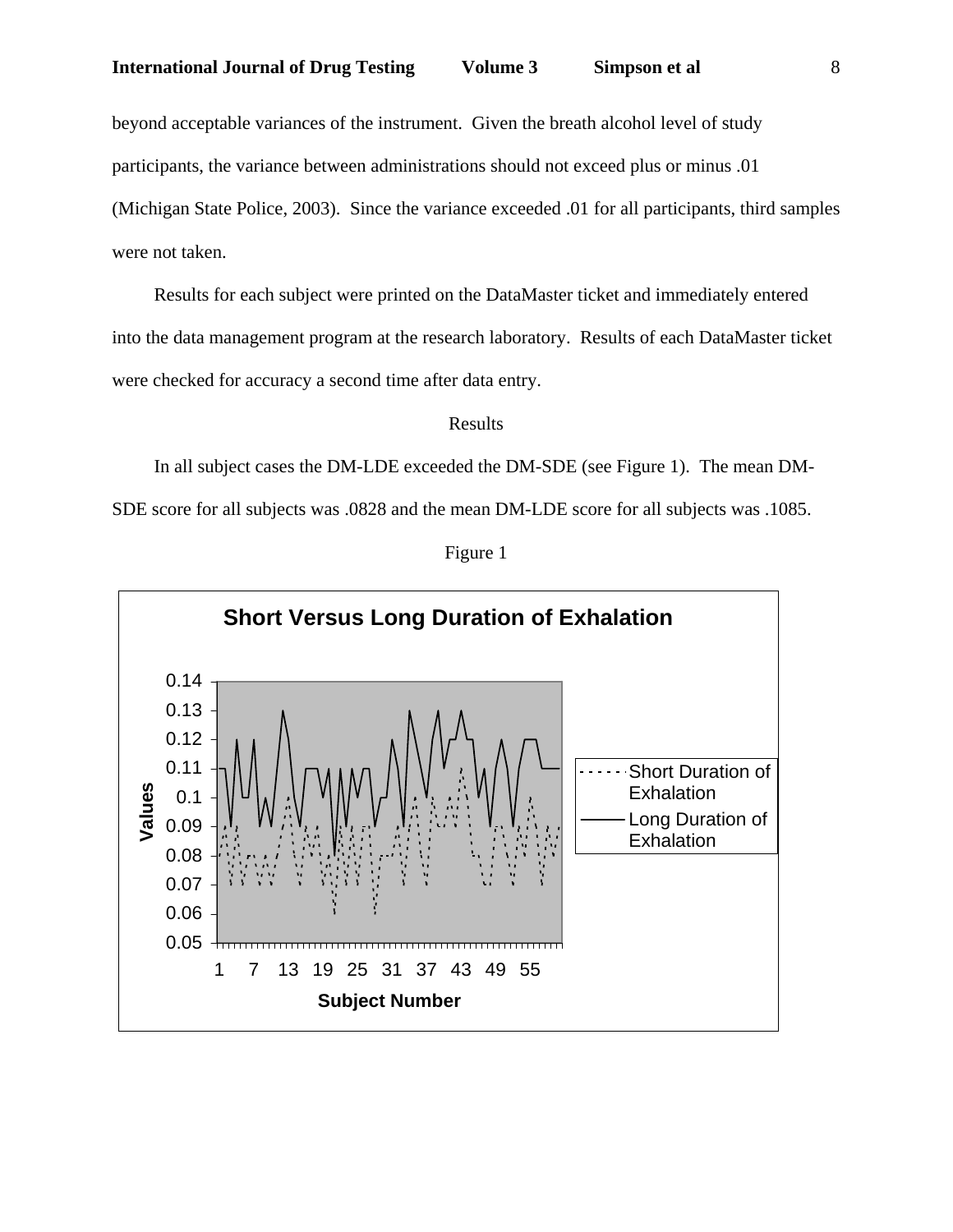beyond acceptable variances of the instrument. Given the breath alcohol level of study participants, the variance between administrations should not exceed plus or minus .01 (Michigan State Police, 2003). Since the variance exceeded .01 for all participants, third samples were not taken.

Results for each subject were printed on the DataMaster ticket and immediately entered into the data management program at the research laboratory. Results of each DataMaster ticket were checked for accuracy a second time after data entry.

## Results

In all subject cases the DM-LDE exceeded the DM-SDE (see Figure 1). The mean DM-SDE score for all subjects was .0828 and the mean DM-LDE score for all subjects was .1085.

Figure 1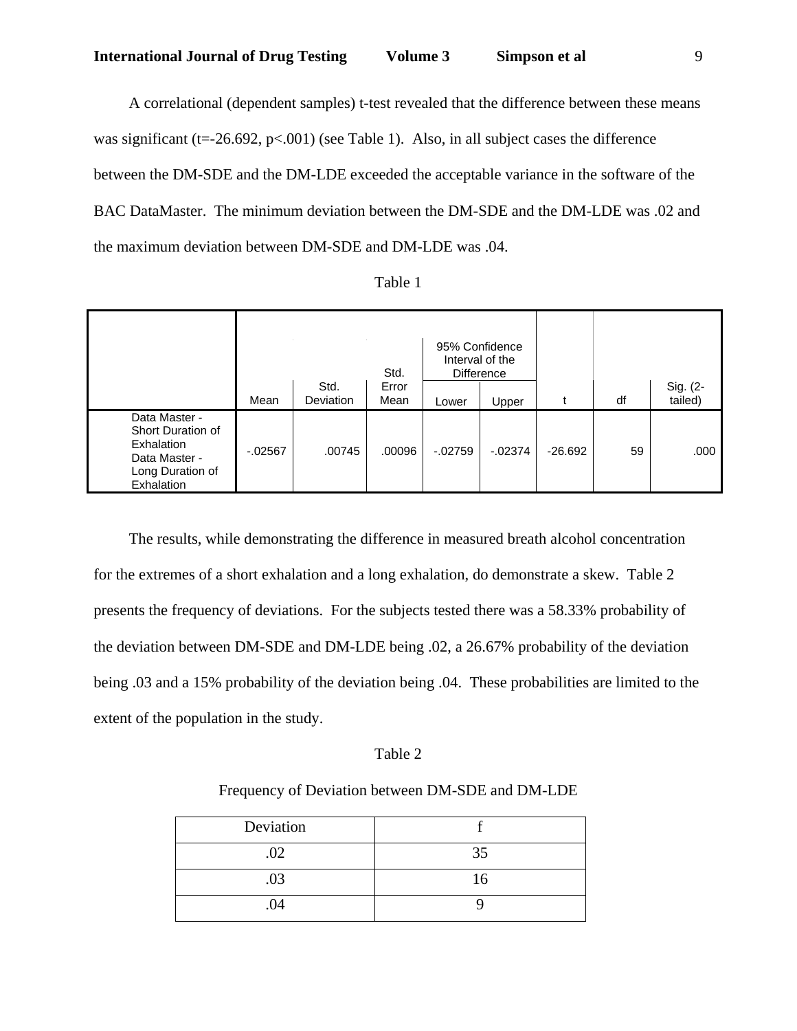A correlational (dependent samples) t-test revealed that the difference between these means was significant ($t=-26.692$, $p<.001$) (see Table 1). Also, in all subject cases the difference between the DM-SDE and the DM-LDE exceeded the acceptable variance in the software of the BAC DataMaster. The minimum deviation between the DM-SDE and the DM-LDE was .02 and the maximum deviation between DM-SDE and DM-LDE was .04.

Table 1

| | Mean | Std. Deviation | Std. Error Mean | 95% Confidence Interval of the Difference | | t | df | Sig. (2-tailed) |
|---|---|---|---|---|---|---|---|---|
| | | | | Lower | Upper | | | |
| Data Master - Short Duration of Exhalation Data Master - Long Duration of Exhalation | -.02567 | .00745 | .00096 | -.02759 | -.02374 | -26.692 | 59 | .000 |

The results, while demonstrating the difference in measured breath alcohol concentration for the extremes of a short exhalation and a long exhalation, do demonstrate a skew. Table 2 presents the frequency of deviations. For the subjects tested there was a 58.33% probability of the deviation between DM-SDE and DM-LDE being .02, a 26.67% probability of the deviation being .03 and a 15% probability of the deviation being .04. These probabilities are limited to the extent of the population in the study.

Table 2

Frequency of Deviation between DM-SDE and DM-LDE

| Deviation | f |
|---|---|
| .02 | 35 |
| .03 | 16 |
| .04 | 9 |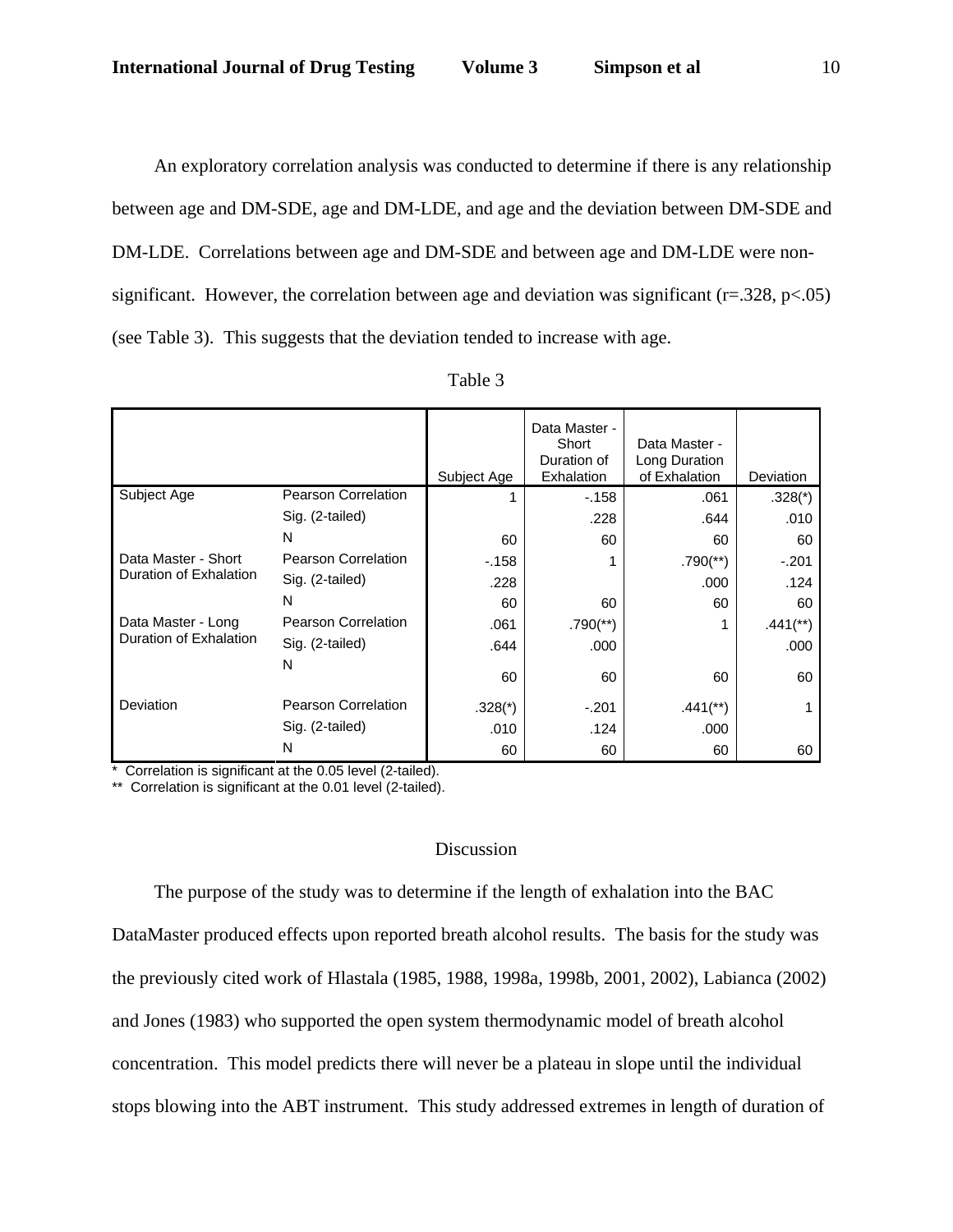An exploratory correlation analysis was conducted to determine if there is any relationship between age and DM-SDE, age and DM-LDE, and age and the deviation between DM-SDE and DM-LDE. Correlations between age and DM-SDE and between age and DM-LDE were non-significant. However, the correlation between age and deviation was significant ($r=.328$, $p<.05$) (see Table 3). This suggests that the deviation tended to increase with age.

Table 3

| | | Subject Age | Data Master - Short Duration of Exhalation | Data Master - Long Duration of Exhalation | Deviation |
|---|---|---|---|---|---|
| Subject Age | Pearson Correlation | 1 | -.158 | .061 | .328(*) |
| | Sig. (2-tailed) | | .228 | .644 | .010 |
| | N | 60 | 60 | 60 | 60 |
| Data Master - Short Duration of Exhalation | Pearson Correlation | -.158 | 1 | .790(**) | -.201 |
| | Sig. (2-tailed) | .228 | | .000 | .124 |
| | N | 60 | 60 | 60 | 60 |
| Data Master - Long Duration of Exhalation | Pearson Correlation | .061 | .790(**) | 1 | .441(**) |
| | Sig. (2-tailed) | .644 | .000 | | .000 |
| | N | 60 | 60 | 60 | 60 |
| Deviation | Pearson Correlation | .328(*) | -.201 | .441(**) | 1 |
| | Sig. (2-tailed) | .010 | .124 | .000 | |
| | N | 60 | 60 | 60 | 60 |

\* Correlation is significant at the 0.05 level (2-tailed).

\*\* Correlation is significant at the 0.01 level (2-tailed).

## Discussion

The purpose of the study was to determine if the length of exhalation into the BAC DataMaster produced effects upon reported breath alcohol results. The basis for the study was the previously cited work of Hlastala (1985, 1988, 1998a, 1998b, 2001, 2002), Labianca (2002) and Jones (1983) who supported the open system thermodynamic model of breath alcohol concentration. This model predicts there will never be a plateau in slope until the individual stops blowing into the ABT instrument. This study addressed extremes in length of duration of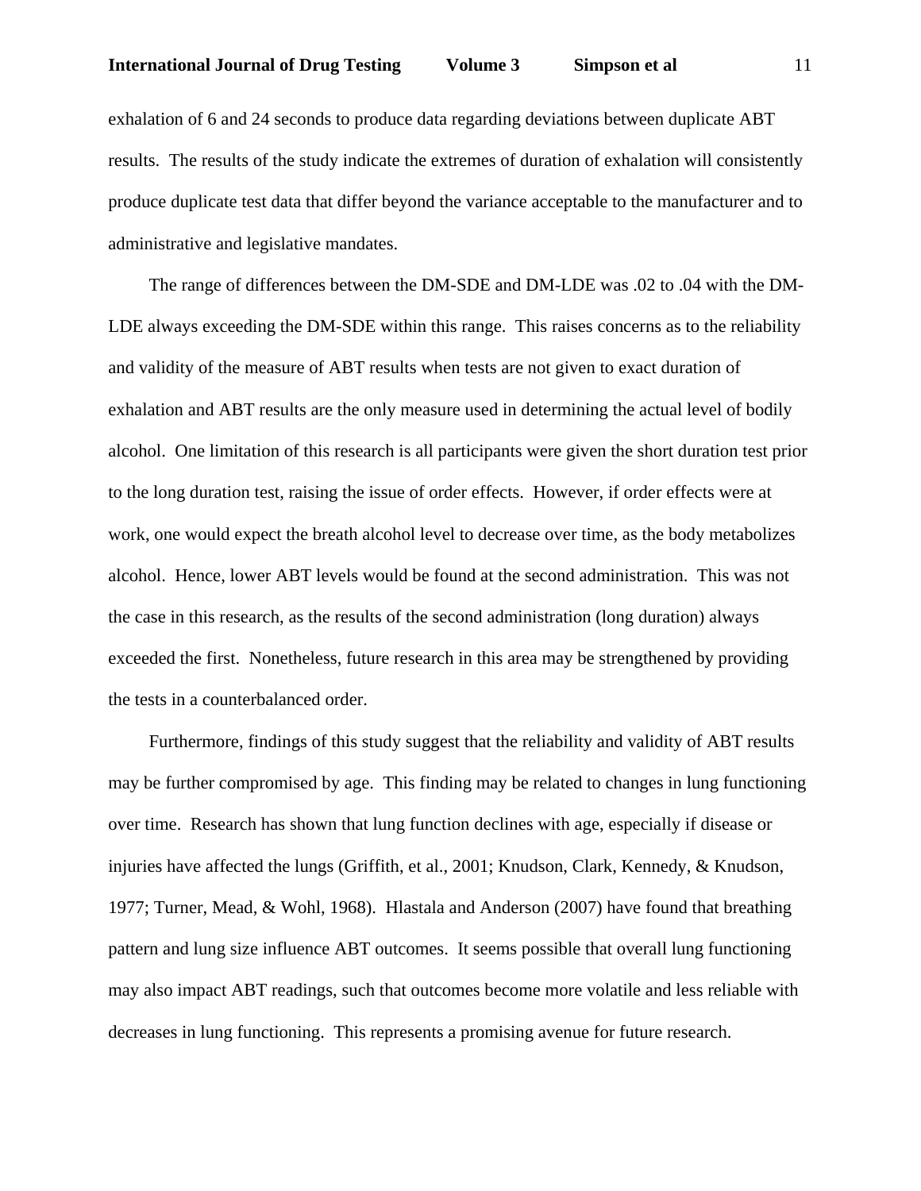exhalation of 6 and 24 seconds to produce data regarding deviations between duplicate ABT results. The results of the study indicate the extremes of duration of exhalation will consistently produce duplicate test data that differ beyond the variance acceptable to the manufacturer and to administrative and legislative mandates.

The range of differences between the DM-SDE and DM-LDE was .02 to .04 with the DM-LDE always exceeding the DM-SDE within this range. This raises concerns as to the reliability and validity of the measure of ABT results when tests are not given to exact duration of exhalation and ABT results are the only measure used in determining the actual level of bodily alcohol. One limitation of this research is all participants were given the short duration test prior to the long duration test, raising the issue of order effects. However, if order effects were at work, one would expect the breath alcohol level to decrease over time, as the body metabolizes alcohol. Hence, lower ABT levels would be found at the second administration. This was not the case in this research, as the results of the second administration (long duration) always exceeded the first. Nonetheless, future research in this area may be strengthened by providing the tests in a counterbalanced order.

Furthermore, findings of this study suggest that the reliability and validity of ABT results may be further compromised by age. This finding may be related to changes in lung functioning over time. Research has shown that lung function declines with age, especially if disease or injuries have affected the lungs (Griffith, et al., 2001; Knudson, Clark, Kennedy, & Knudson, 1977; Turner, Mead, & Wohl, 1968). Hlastala and Anderson (2007) have found that breathing pattern and lung size influence ABT outcomes. It seems possible that overall lung functioning may also impact ABT readings, such that outcomes become more volatile and less reliable with decreases in lung functioning. This represents a promising avenue for future research.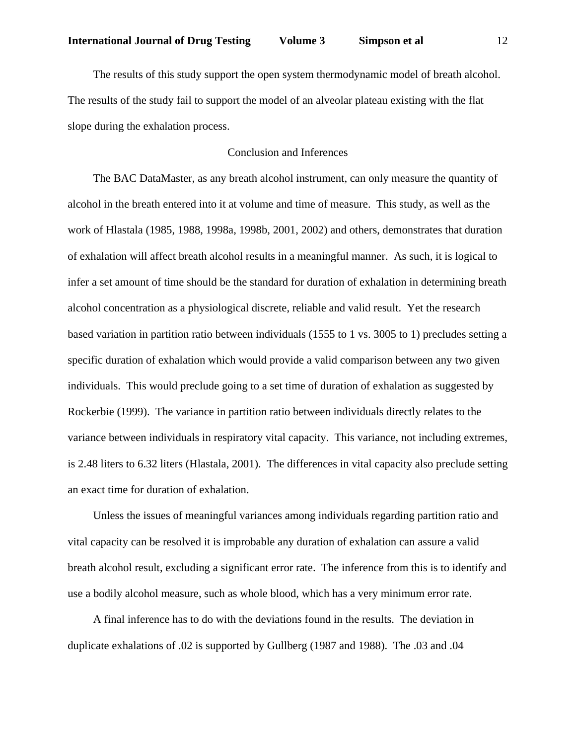The results of this study support the open system thermodynamic model of breath alcohol. The results of the study fail to support the model of an alveolar plateau existing with the flat slope during the exhalation process.

## Conclusion and Inferences

The BAC DataMaster, as any breath alcohol instrument, can only measure the quantity of alcohol in the breath entered into it at volume and time of measure. This study, as well as the work of Hlastala (1985, 1988, 1998a, 1998b, 2001, 2002) and others, demonstrates that duration of exhalation will affect breath alcohol results in a meaningful manner. As such, it is logical to infer a set amount of time should be the standard for duration of exhalation in determining breath alcohol concentration as a physiological discrete, reliable and valid result. Yet the research based variation in partition ratio between individuals (1555 to 1 vs. 3005 to 1) precludes setting a specific duration of exhalation which would provide a valid comparison between any two given individuals. This would preclude going to a set time of duration of exhalation as suggested by Rockerbie (1999). The variance in partition ratio between individuals directly relates to the variance between individuals in respiratory vital capacity. This variance, not including extremes, is 2.48 liters to 6.32 liters (Hlastala, 2001). The differences in vital capacity also preclude setting an exact time for duration of exhalation.

Unless the issues of meaningful variances among individuals regarding partition ratio and vital capacity can be resolved it is improbable any duration of exhalation can assure a valid breath alcohol result, excluding a significant error rate. The inference from this is to identify and use a bodily alcohol measure, such as whole blood, which has a very minimum error rate.

A final inference has to do with the deviations found in the results. The deviation in duplicate exhalations of .02 is supported by Gullberg (1987 and 1988). The .03 and .04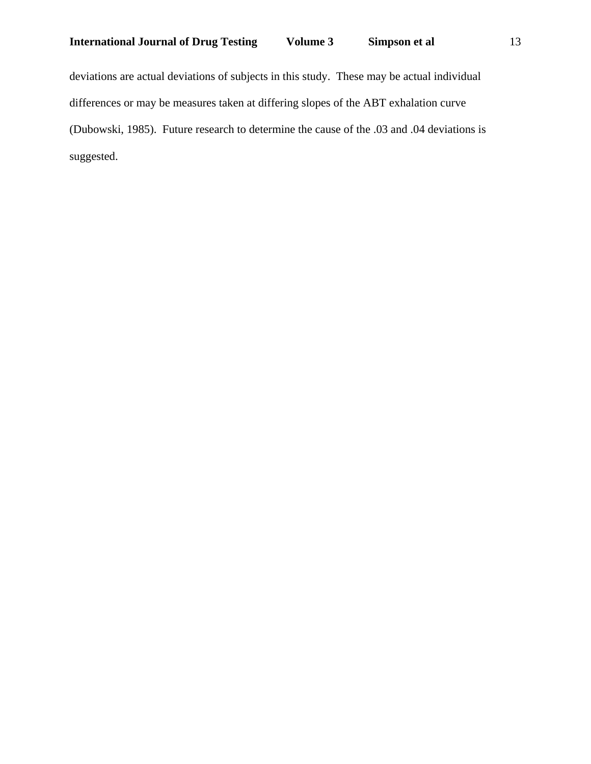deviations are actual deviations of subjects in this study. These may be actual individual differences or may be measures taken at differing slopes of the ABT exhalation curve (Dubowski, 1985). Future research to determine the cause of the .03 and .04 deviations is suggested.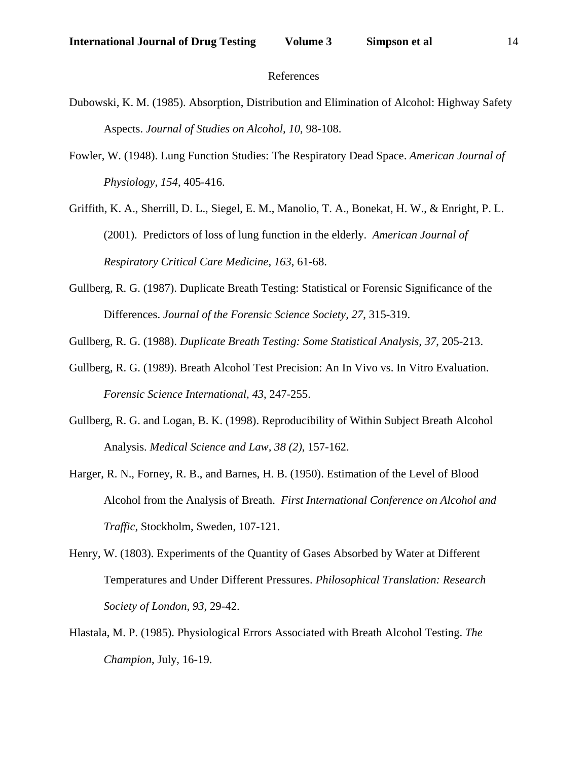References

Dubowski, K. M. (1985). Absorption, Distribution and Elimination of Alcohol: Highway Safety Aspects. *Journal of Studies on Alcohol, 10*, 98-108.

Fowler, W. (1948). Lung Function Studies: The Respiratory Dead Space. *American Journal of Physiology, 154*, 405-416.

Griffith, K. A., Sherrill, D. L., Siegel, E. M., Manolio, T. A., Bonekat, H. W., & Enright, P. L. (2001). Predictors of loss of lung function in the elderly. *American Journal of Respiratory Critical Care Medicine, 163*, 61-68.

Gullberg, R. G. (1987). Duplicate Breath Testing: Statistical or Forensic Significance of the Differences. *Journal of the Forensic Science Society, 27*, 315-319.

Gullberg, R. G. (1988). *Duplicate Breath Testing: Some Statistical Analysis, 37*, 205-213.

Gullberg, R. G. (1989). Breath Alcohol Test Precision: An In Vivo vs. In Vitro Evaluation. *Forensic Science International, 43*, 247-255.

Gullberg, R. G. and Logan, B. K. (1998). Reproducibility of Within Subject Breath Alcohol Analysis. *Medical Science and Law, 38 (2)*, 157-162.

Harger, R. N., Forney, R. B., and Barnes, H. B. (1950). Estimation of the Level of Blood Alcohol from the Analysis of Breath. *First International Conference on Alcohol and Traffic*, Stockholm, Sweden, 107-121.

Henry, W. (1803). Experiments of the Quantity of Gases Absorbed by Water at Different Temperatures and Under Different Pressures. *Philosophical Translation: Research Society of London, 93*, 29-42.

Hlastala, M. P. (1985). Physiological Errors Associated with Breath Alcohol Testing. *The Champion*, July, 16-19.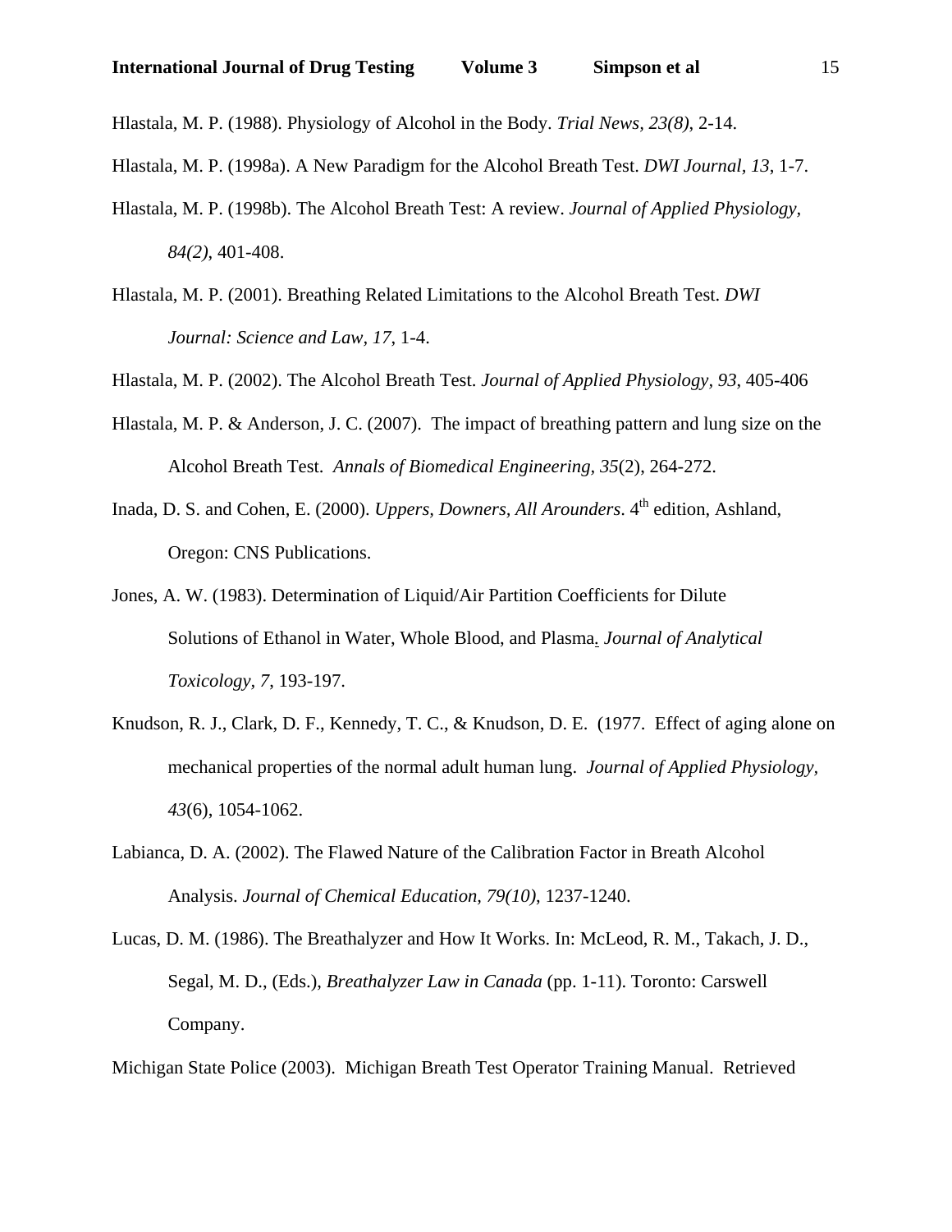Hlastala, M. P. (1988). Physiology of Alcohol in the Body. *Trial News, 23(8)*, 2-14.

Hlastala, M. P. (1998a). A New Paradigm for the Alcohol Breath Test. *DWI Journal, 13*, 1-7.

Hlastala, M. P. (1998b). The Alcohol Breath Test: A review. *Journal of Applied Physiology, 84(2)*, 401-408.

Hlastala, M. P. (2001). Breathing Related Limitations to the Alcohol Breath Test. *DWI Journal: Science and Law, 17*, 1-4.

Hlastala, M. P. (2002). The Alcohol Breath Test. *Journal of Applied Physiology, 93*, 405-406

Hlastala, M. P. & Anderson, J. C. (2007). The impact of breathing pattern and lung size on the Alcohol Breath Test. *Annals of Biomedical Engineering, 35*(2), 264-272.

Inada, D. S. and Cohen, E. (2000). *Uppers, Downers, All Arounders*. 4th edition, Ashland, Oregon: CNS Publications.

Jones, A. W. (1983). Determination of Liquid/Air Partition Coefficients for Dilute Solutions of Ethanol in Water, Whole Blood, and Plasma. *Journal of Analytical Toxicology, 7*, 193-197.

Knudson, R. J., Clark, D. F., Kennedy, T. C., & Knudson, D. E. (1977. Effect of aging alone on mechanical properties of the normal adult human lung. *Journal of Applied Physiology, 43*(6), 1054-1062.

Labianca, D. A. (2002). The Flawed Nature of the Calibration Factor in Breath Alcohol Analysis. *Journal of Chemical Education, 79(10)*, 1237-1240.

Lucas, D. M. (1986). The Breathalyzer and How It Works. In: McLeod, R. M., Takach, J. D., Segal, M. D., (Eds.), *Breathalyzer Law in Canada* (pp. 1-11). Toronto: Carswell Company.

Michigan State Police (2003). Michigan Breath Test Operator Training Manual. Retrieved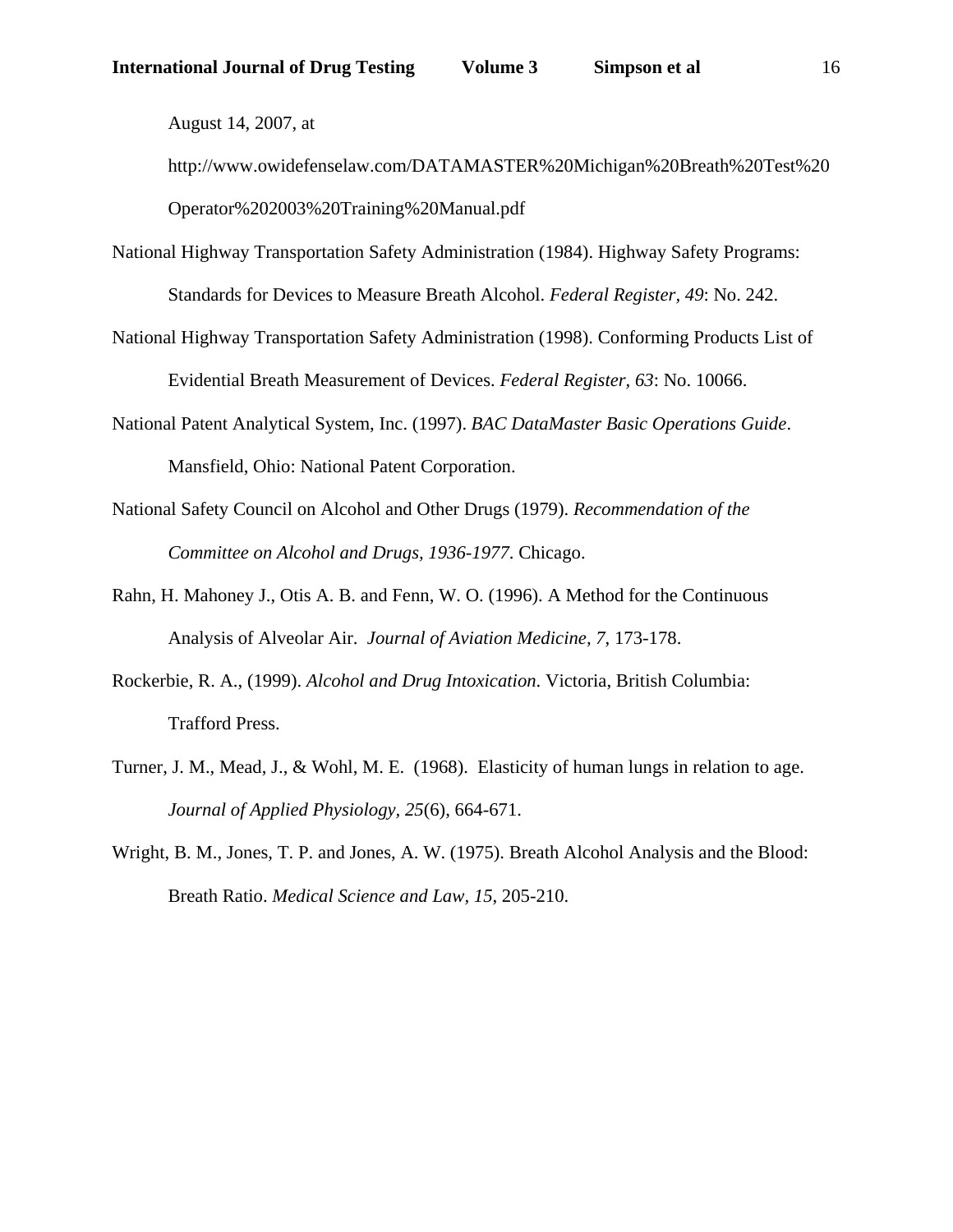August 14, 2007, at http://www.owidefenselaw.com/DATAMASTER%20Michigan%20Breath%20Test%20Operator%202003%20Training%20Manual.pdf

National Highway Transportation Safety Administration (1984). Highway Safety Programs: Standards for Devices to Measure Breath Alcohol. *Federal Register, 49*: No. 242.

National Highway Transportation Safety Administration (1998). Conforming Products List of Evidential Breath Measurement of Devices. *Federal Register, 63*: No. 10066.

National Patent Analytical System, Inc. (1997). *BAC DataMaster Basic Operations Guide*. Mansfield, Ohio: National Patent Corporation.

National Safety Council on Alcohol and Other Drugs (1979). *Recommendation of the Committee on Alcohol and Drugs, 1936-1977*. Chicago.

Rahn, H. Mahoney J., Otis A. B. and Fenn, W. O. (1996). A Method for the Continuous Analysis of Alveolar Air. *Journal of Aviation Medicine, 7*, 173-178.

Rockerbie, R. A., (1999). *Alcohol and Drug Intoxication*. Victoria, British Columbia: Trafford Press.

Turner, J. M., Mead, J., & Wohl, M. E. (1968). Elasticity of human lungs in relation to age. *Journal of Applied Physiology, 25*(6), 664-671.

Wright, B. M., Jones, T. P. and Jones, A. W. (1975). Breath Alcohol Analysis and the Blood: Breath Ratio. *Medical Science and Law*, *15*, 205-210.